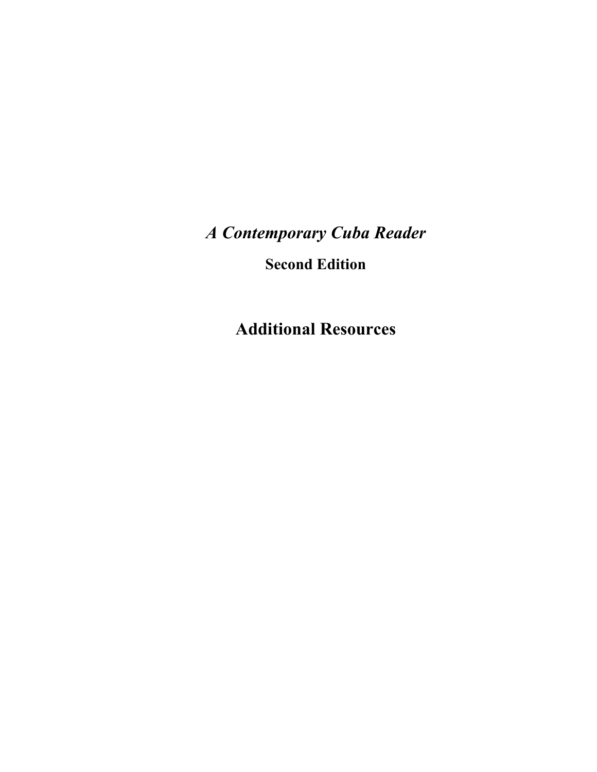# *A Contemporary Cuba Reader*

## Second Edition

# Additional Resources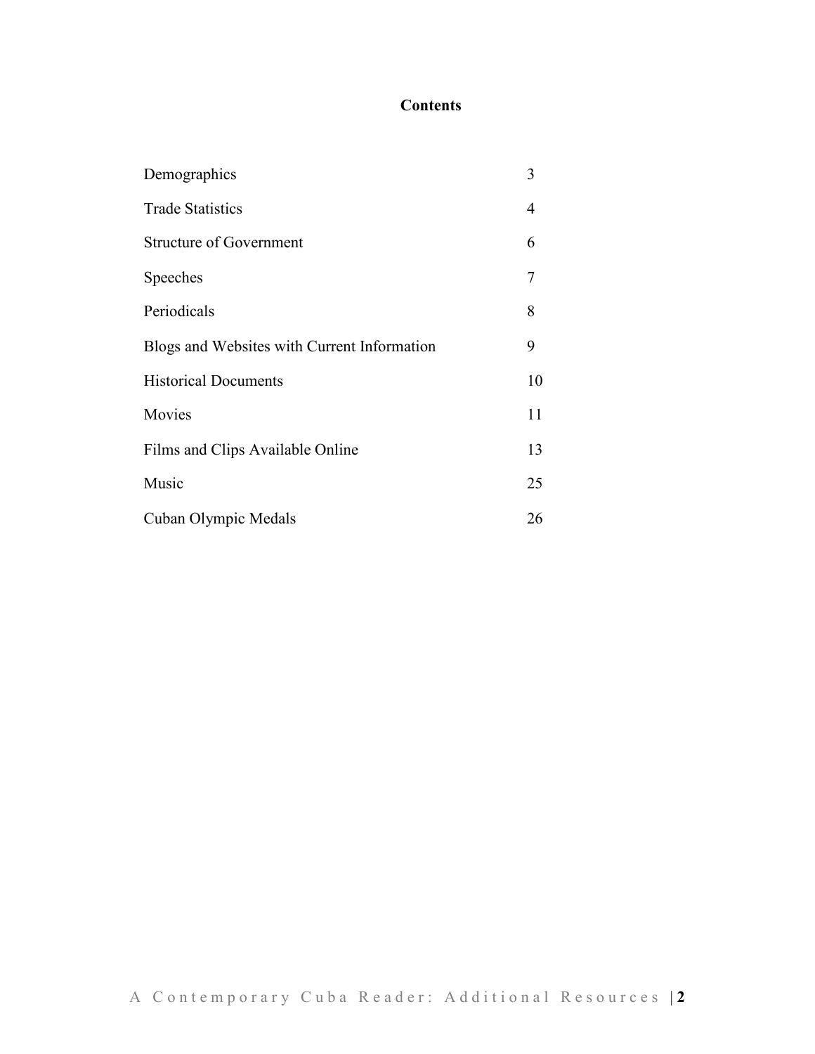**Contents**

| | |
|---|---|
| Demographics | 3 |
| Trade Statistics | 4 |
| Structure of Government | 6 |
| Speeches | 7 |
| Periodicals | 8 |
| Blogs and Websites with Current Information | 9 |
| Historical Documents | 10 |
| Movies | 11 |
| Films and Clips Available Online | 13 |
| Music | 25 |
| Cuban Olympic Medals | 26 |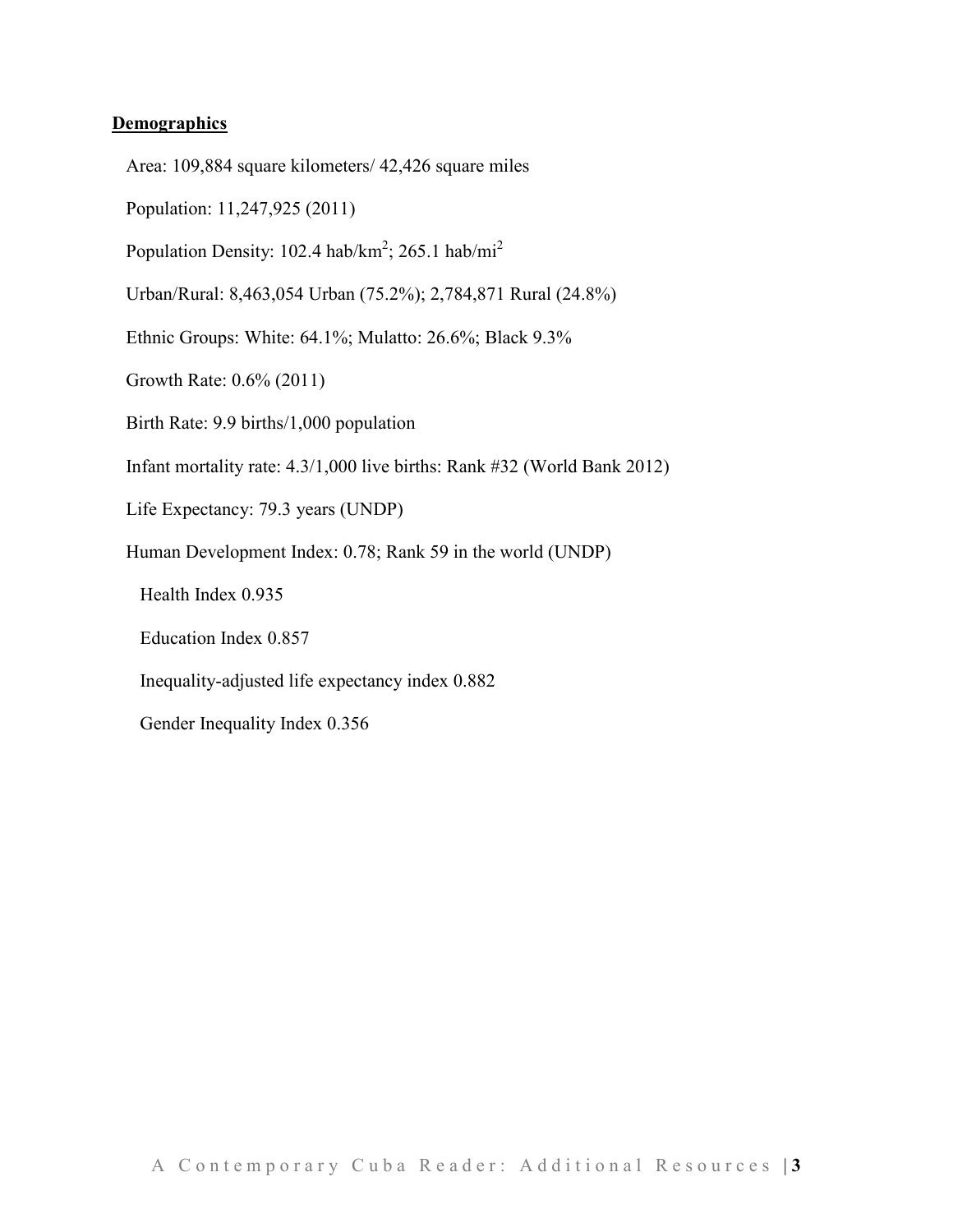**Demographics**

Area: 109,884 square kilometers/ 42,426 square miles

Population: 11,247,925 (2011)

Population Density: 102.4 hab/km$^2$; 265.1 hab/mi$^2$

Urban/Rural: 8,463,054 Urban (75.2%); 2,784,871 Rural (24.8%)

Ethnic Groups: White: 64.1%; Mulatto: 26.6%; Black 9.3%

Growth Rate: 0.6% (2011)

Birth Rate: 9.9 births/1,000 population

Infant mortality rate: 4.3/1,000 live births: Rank #32 (World Bank 2012)

Life Expectancy: 79.3 years (UNDP)

Human Development Index: 0.78; Rank 59 in the world (UNDP)

- Health Index 0.935
- Education Index 0.857
- Inequality-adjusted life expectancy index 0.882
- Gender Inequality Index 0.356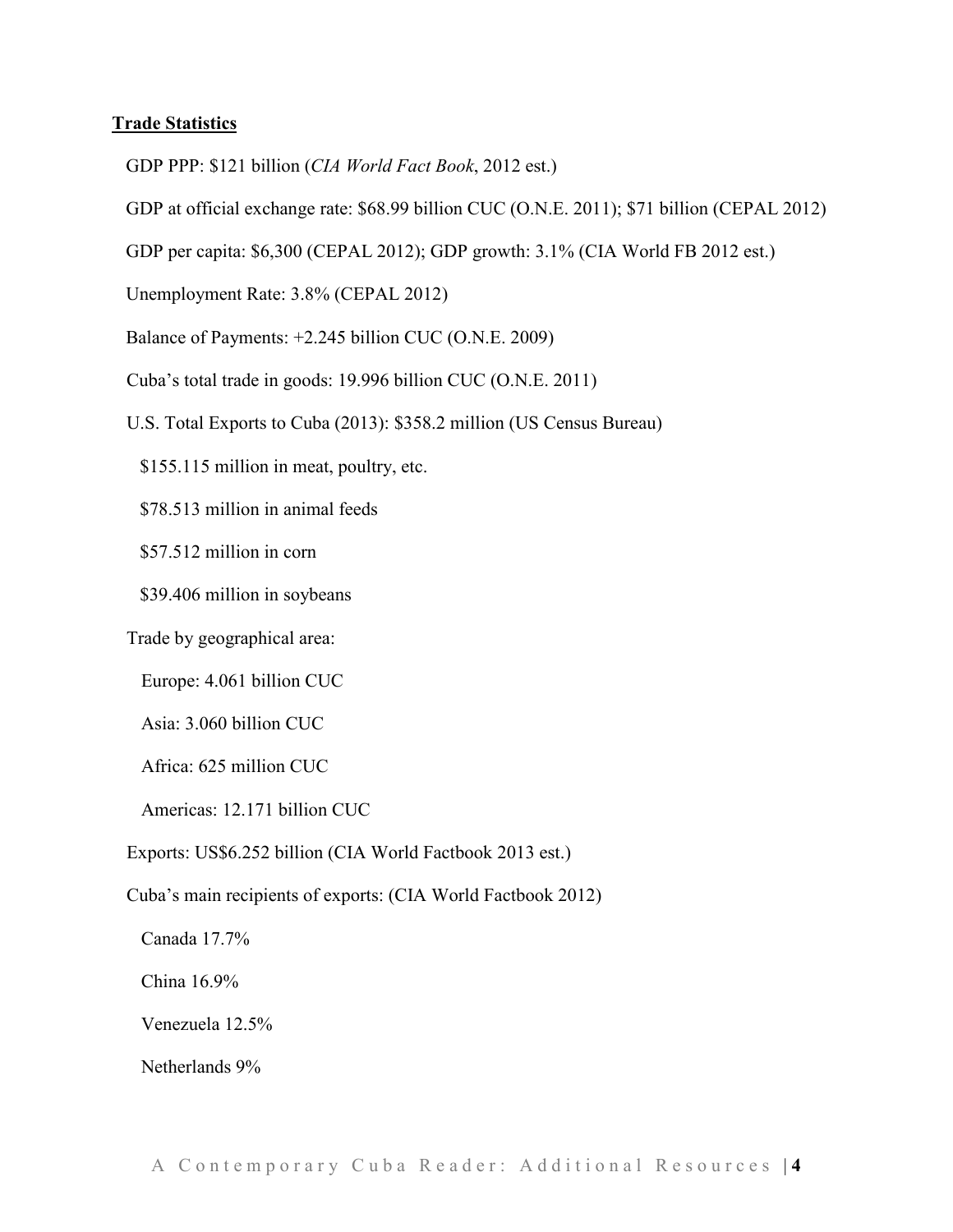**Trade Statistics**

GDP PPP: $121 billion (*CIA World Fact Book*, 2012 est.)

GDP at official exchange rate: $68.99 billion CUC (O.N.E. 2011); $71 billion (CEPAL 2012)

GDP per capita: $6,300 (CEPAL 2012); GDP growth: 3.1% (CIA World FB 2012 est.)

Unemployment Rate: 3.8% (CEPAL 2012)

Balance of Payments: +2.245 billion CUC (O.N.E. 2009)

Cuba's total trade in goods: 19.996 billion CUC (O.N.E. 2011)

U.S. Total Exports to Cuba (2013): $358.2 million (US Census Bureau)

- $155.115 million in meat, poultry, etc.
- $78.513 million in animal feeds
- $57.512 million in corn
- $39.406 million in soybeans

Trade by geographical area:

- Europe: 4.061 billion CUC
- Asia: 3.060 billion CUC
- Africa: 625 million CUC
- Americas: 12.171 billion CUC

Exports: US$6.252 billion (CIA World Factbook 2013 est.)

Cuba's main recipients of exports: (CIA World Factbook 2012)

- Canada 17.7%
- China 16.9%
- Venezuela 12.5%
- Netherlands 9%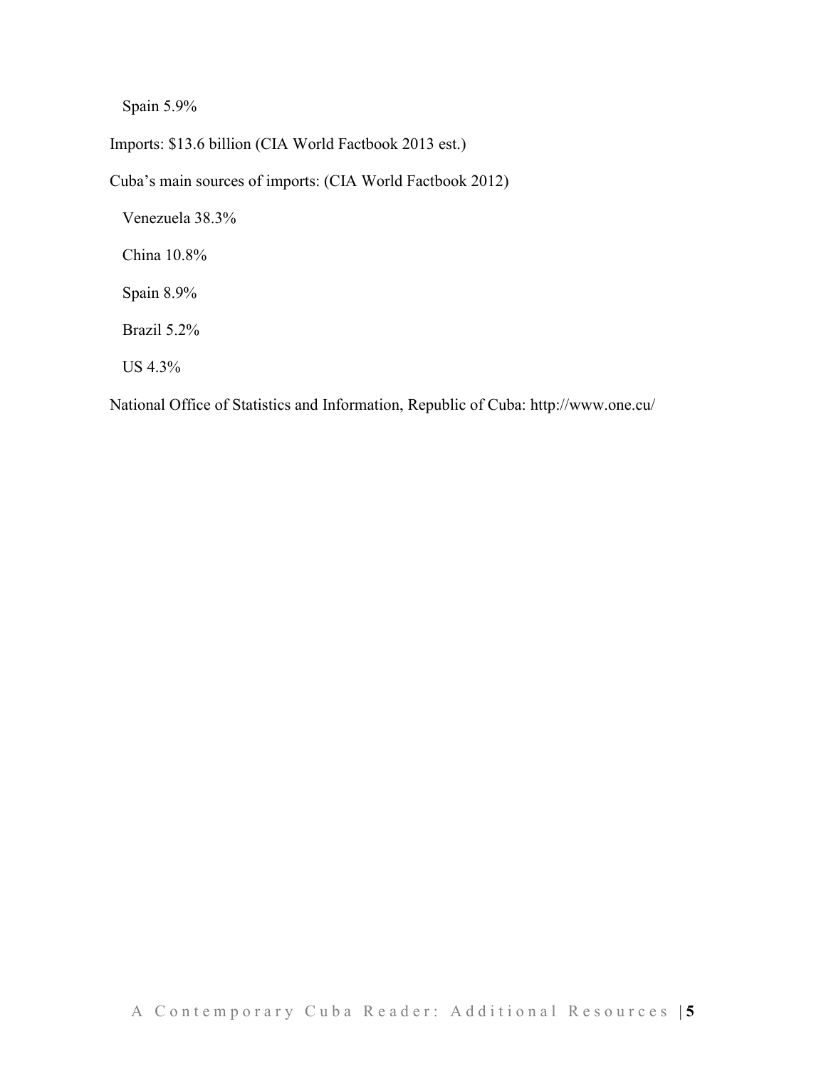Spain 5.9%

Imports: $13.6 billion (CIA World Factbook 2013 est.)

Cuba's main sources of imports: (CIA World Factbook 2012)

Venezuela 38.3%

China 10.8%

Spain 8.9%

Brazil 5.2%

US 4.3%

National Office of Statistics and Information, Republic of Cuba: http://www.one.cu/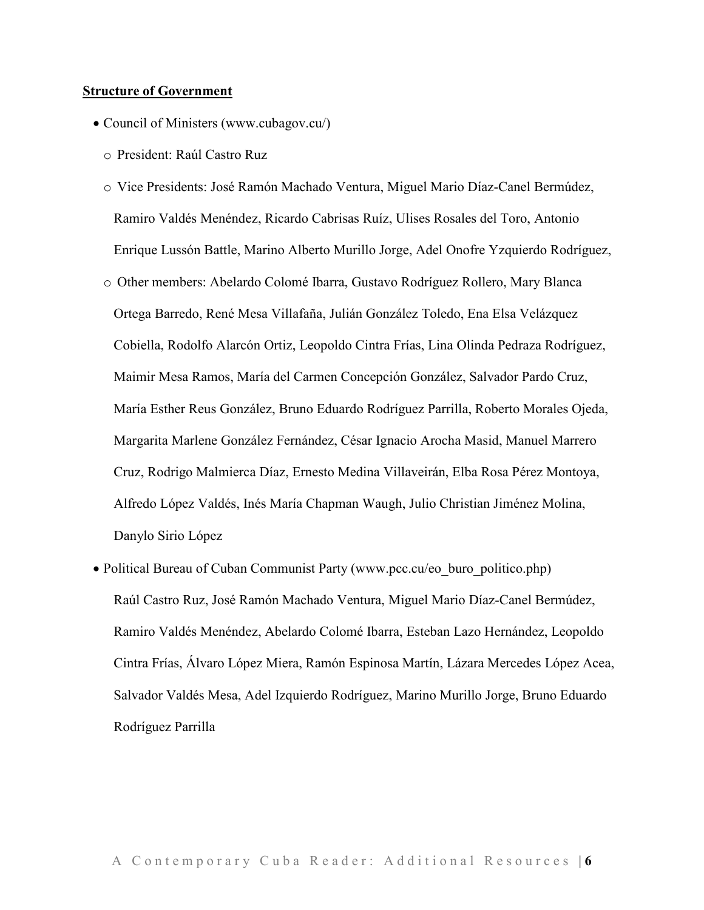**Structure of Government**

- Council of Ministers (www.cubagov.cu/)
  - President: Raúl Castro Ruz
  - Vice Presidents: José Ramón Machado Ventura, Miguel Mario Díaz-Canel Bermúdez, Ramiro Valdés Menéndez, Ricardo Cabrisas Ruíz, Ulises Rosales del Toro, Antonio Enrique Lussón Battle, Marino Alberto Murillo Jorge, Adel Onofre Yzquierdo Rodríguez,
  - Other members: Abelardo Colomé Ibarra, Gustavo Rodríguez Rollero, Mary Blanca Ortega Barredo, René Mesa Villafaña, Julián González Toledo, Ena Elsa Velázquez Cobiella, Rodolfo Alarcón Ortiz, Leopoldo Cintra Frías, Lina Olinda Pedraza Rodríguez, Maimir Mesa Ramos, María del Carmen Concepción González, Salvador Pardo Cruz, María Esther Reus González, Bruno Eduardo Rodríguez Parrilla, Roberto Morales Ojeda, Margarita Marlene González Fernández, César Ignacio Arocha Masid, Manuel Marrero Cruz, Rodrigo Malmierca Díaz, Ernesto Medina Villaveirán, Elba Rosa Pérez Montoya, Alfredo López Valdés, Inés María Chapman Waugh, Julio Christian Jiménez Molina, Danylo Sirio López
- Political Bureau of Cuban Communist Party (www.pcc.cu/eo_buro_politico.php)
  Raúl Castro Ruz, José Ramón Machado Ventura, Miguel Mario Díaz-Canel Bermúdez, Ramiro Valdés Menéndez, Abelardo Colomé Ibarra, Esteban Lazo Hernández, Leopoldo Cintra Frías, Álvaro López Miera, Ramón Espinosa Martín, Lázara Mercedes López Acea, Salvador Valdés Mesa, Adel Izquierdo Rodríguez, Marino Murillo Jorge, Bruno Eduardo Rodríguez Parrilla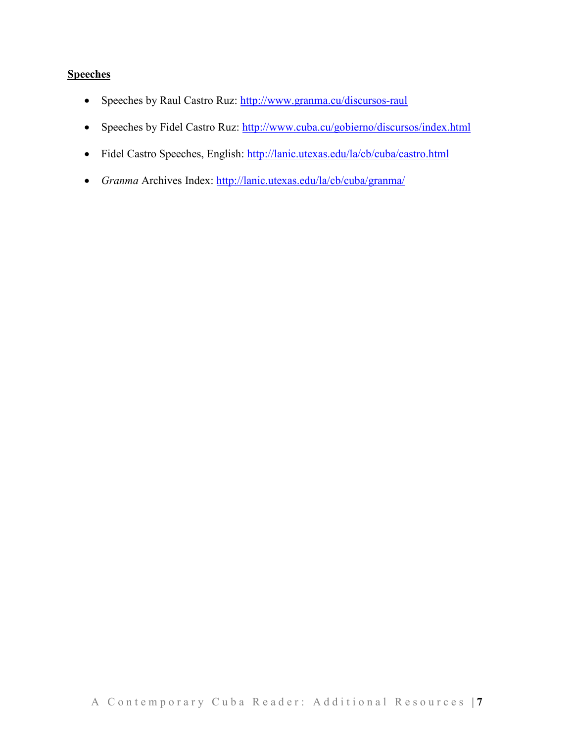## Speeches

- Speeches by Raul Castro Ruz: http://www.granma.cu/discursos-raul
- Speeches by Fidel Castro Ruz: http://www.cuba.cu/gobierno/discursos/index.html
- Fidel Castro Speeches, English: http://lanic.utexas.edu/la/cb/cuba/castro.html
- *Granma* Archives Index: http://lanic.utexas.edu/la/cb/cuba/granma/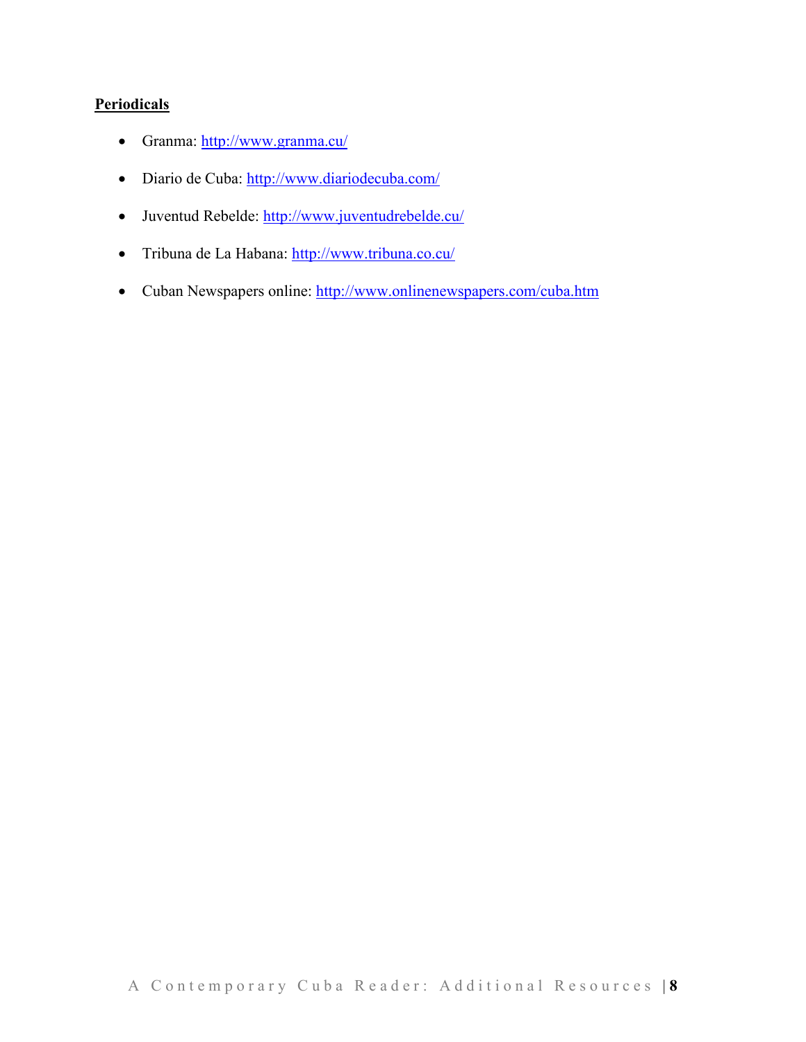**Periodicals**

- Granma: http://www.granma.cu/
- Diario de Cuba: http://www.diariodecuba.com/
- Juventud Rebelde: http://www.juventudrebelde.cu/
- Tribuna de La Habana: http://www.tribuna.co.cu/
- Cuban Newspapers online: http://www.onlinenewspapers.com/cuba.htm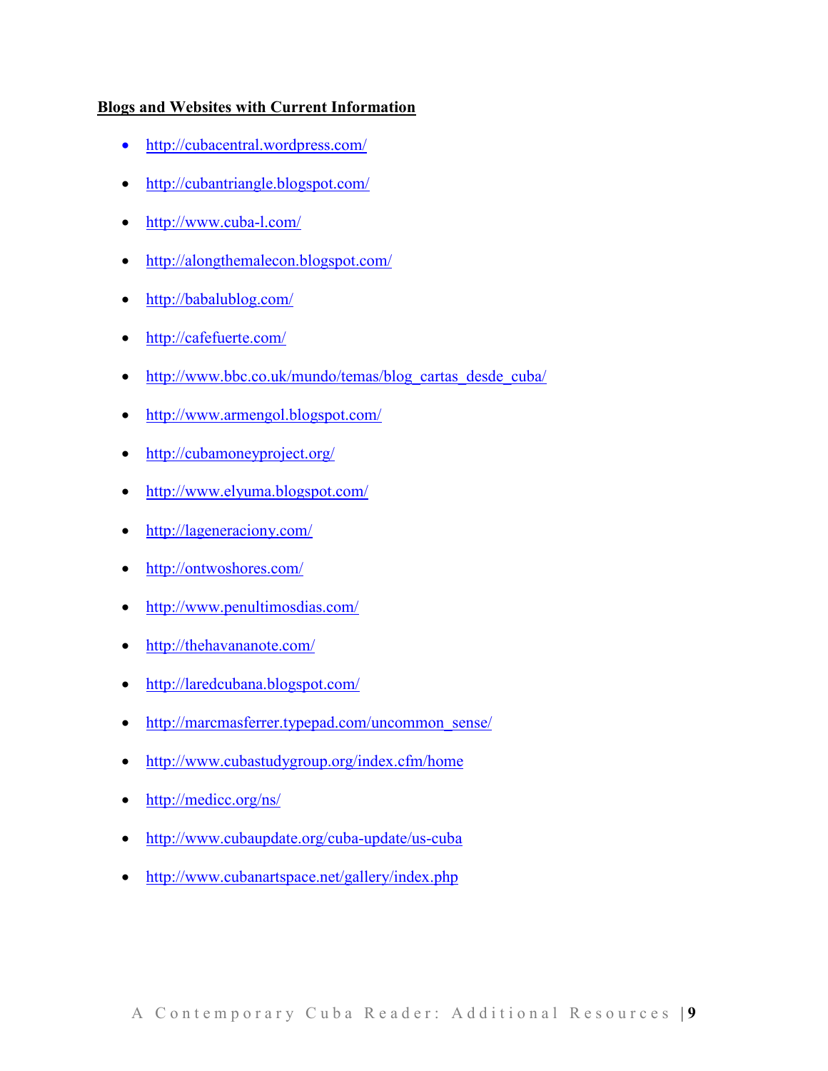**Blogs and Websites with Current Information**

- http://cubacentral.wordpress.com/
- http://cubantriangle.blogspot.com/
- http://www.cuba-l.com/
- http://alongthemalecon.blogspot.com/
- http://babalublog.com/
- http://cafefuerte.com/
- http://www.bbc.co.uk/mundo/temas/blog_cartas_desde_cuba/
- http://www.armengol.blogspot.com/
- http://cubamoneyproject.org/
- http://www.elyuma.blogspot.com/
- http://lageneraciony.com/
- http://ontwoshores.com/
- http://www.penultimosdias.com/
- http://thehavananote.com/
- http://laredcubana.blogspot.com/
- http://marcmasferrer.typepad.com/uncommon_sense/
- http://www.cubastudygroup.org/index.cfm/home
- http://medicc.org/ns/
- http://www.cubaupdate.org/cuba-update/us-cuba
- http://www.cubanartspace.net/gallery/index.php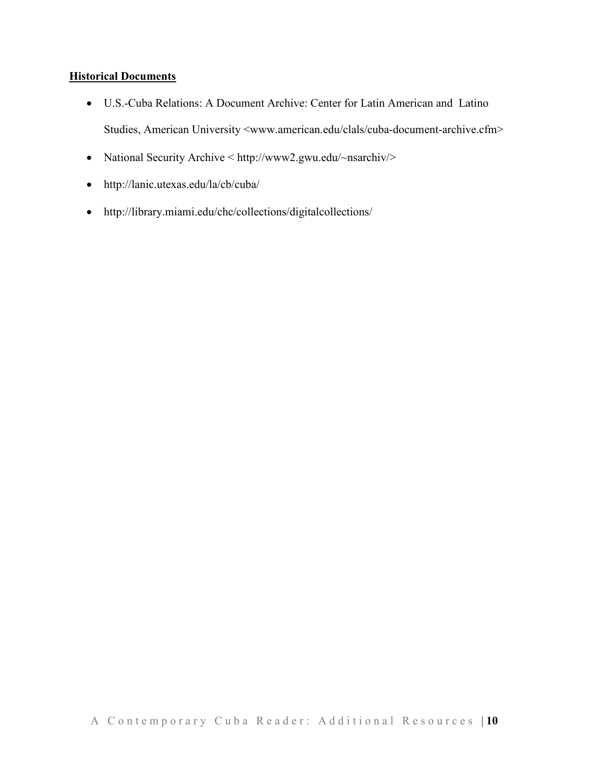**Historical Documents**

- U.S.-Cuba Relations: A Document Archive: Center for Latin American and Latino Studies, American University <www.american.edu/clals/cuba-document-archive.cfm>
- National Security Archive < http://www2.gwu.edu/~nsarchiv/>
- http://lanic.utexas.edu/la/cb/cuba/
- http://library.miami.edu/chc/collections/digitalcollections/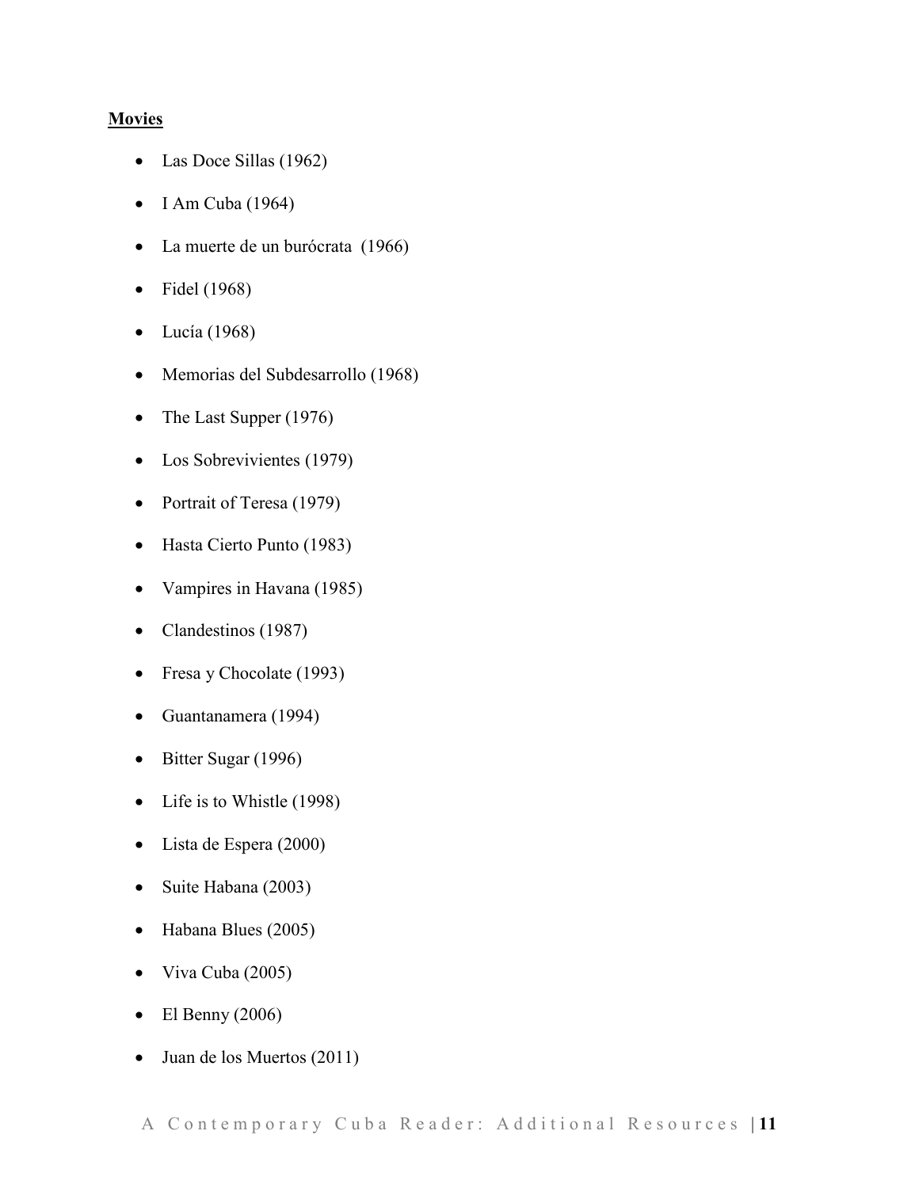**Movies**

- Las Doce Sillas (1962)
- I Am Cuba (1964)
- La muerte de un burócrata (1966)
- Fidel (1968)
- Lucía (1968)
- Memorias del Subdesarrollo (1968)
- The Last Supper (1976)
- Los Sobrevivientes (1979)
- Portrait of Teresa (1979)
- Hasta Cierto Punto (1983)
- Vampires in Havana (1985)
- Clandestinos (1987)
- Fresa y Chocolate (1993)
- Guantanamera (1994)
- Bitter Sugar (1996)
- Life is to Whistle (1998)
- Lista de Espera (2000)
- Suite Habana (2003)
- Habana Blues (2005)
- Viva Cuba (2005)
- El Benny (2006)
- Juan de los Muertos (2011)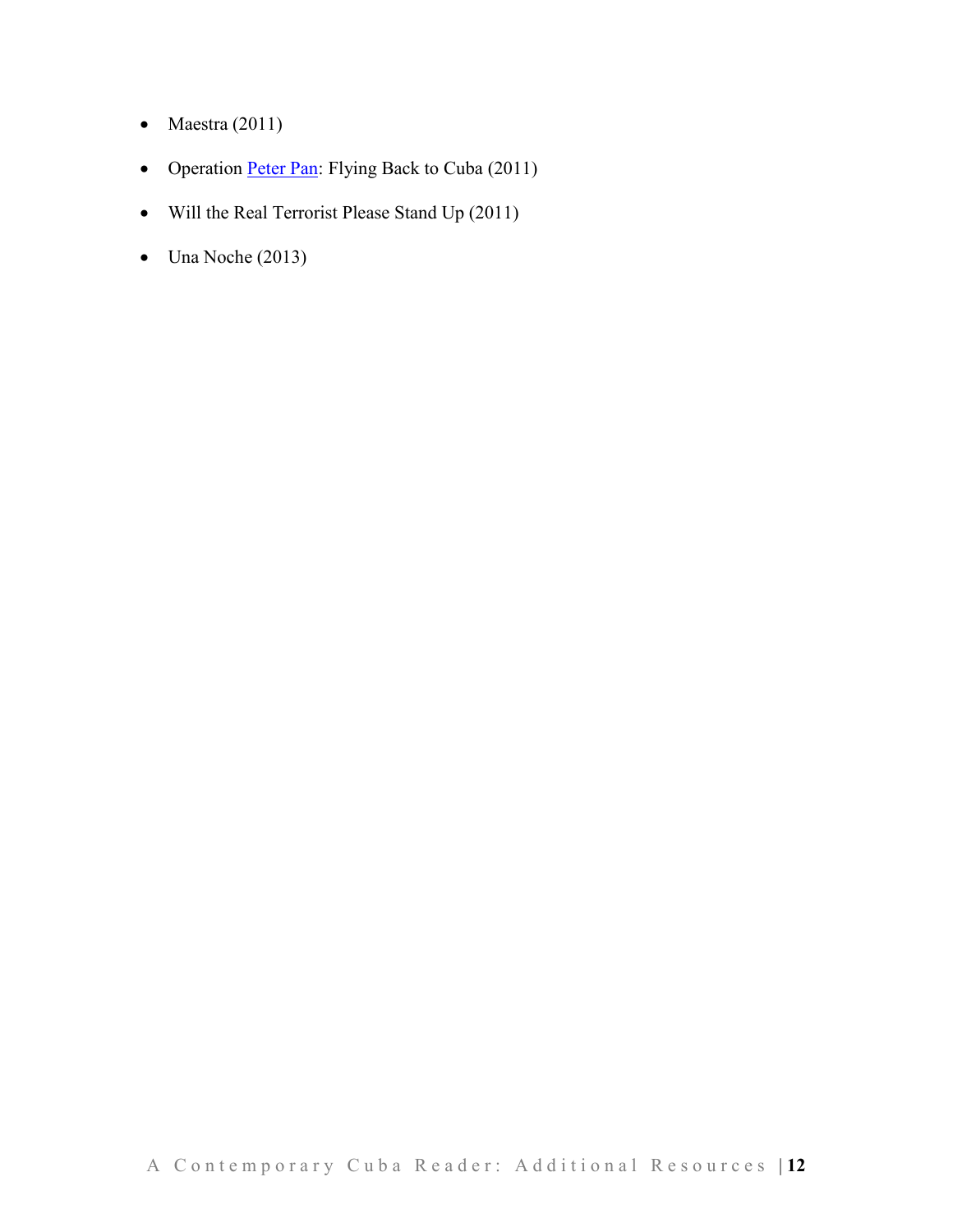- Maestra (2011)
- Operation Peter Pan: Flying Back to Cuba (2011)
- Will the Real Terrorist Please Stand Up (2011)
- Una Noche (2013)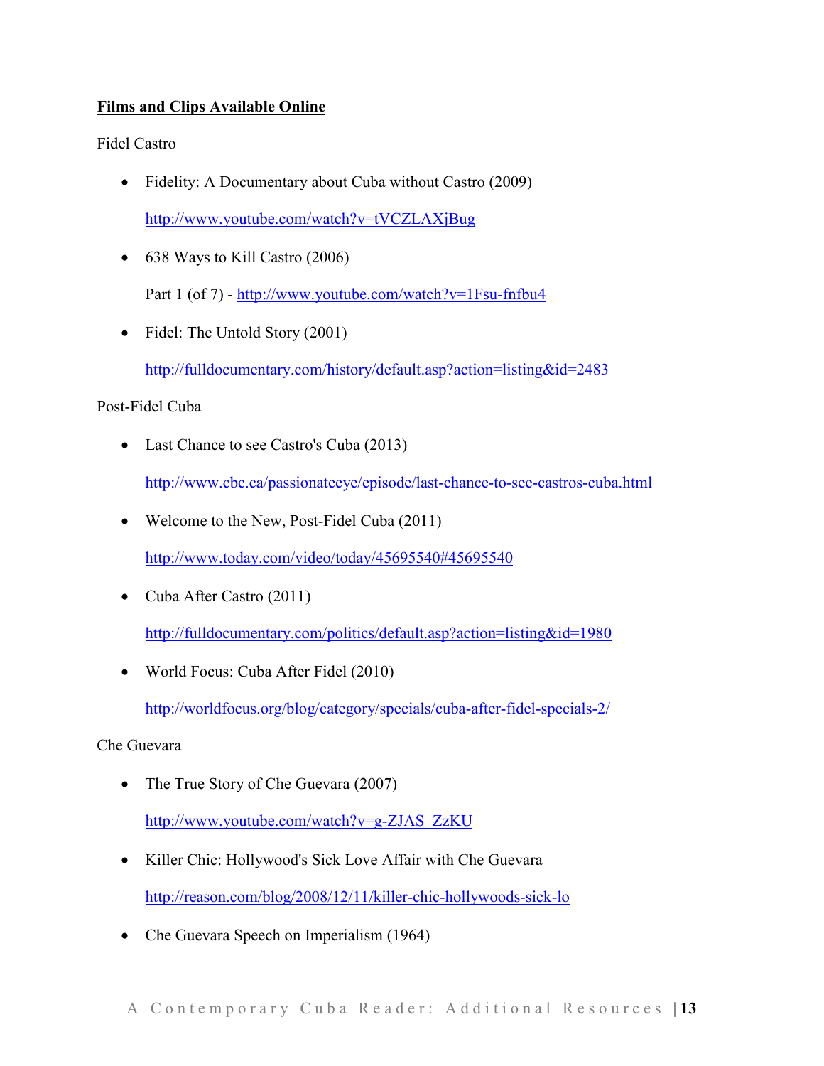**Films and Clips Available Online**

Fidel Castro

- Fidelity: A Documentary about Cuba without Castro (2009)

  http://www.youtube.com/watch?v=tVCZLAXjBug

- 638 Ways to Kill Castro (2006)

  Part 1 (of 7) - http://www.youtube.com/watch?v=1Fsu-fnfbu4

- Fidel: The Untold Story (2001)

  http://fulldocumentary.com/history/default.asp?action=listing&id=2483

Post-Fidel Cuba

- Last Chance to see Castro's Cuba (2013)

  http://www.cbc.ca/passionateeye/episode/last-chance-to-see-castros-cuba.html

- Welcome to the New, Post-Fidel Cuba (2011)

  http://www.today.com/video/today/45695540#45695540

- Cuba After Castro (2011)

  http://fulldocumentary.com/politics/default.asp?action=listing&id=1980

- World Focus: Cuba After Fidel (2010)

  http://worldfocus.org/blog/category/specials/cuba-after-fidel-specials-2/

Che Guevara

- The True Story of Che Guevara (2007)

  http://www.youtube.com/watch?v=g-ZJAS_ZzKU

- Killer Chic: Hollywood's Sick Love Affair with Che Guevara

  http://reason.com/blog/2008/12/11/killer-chic-hollywoods-sick-lo

- Che Guevara Speech on Imperialism (1964)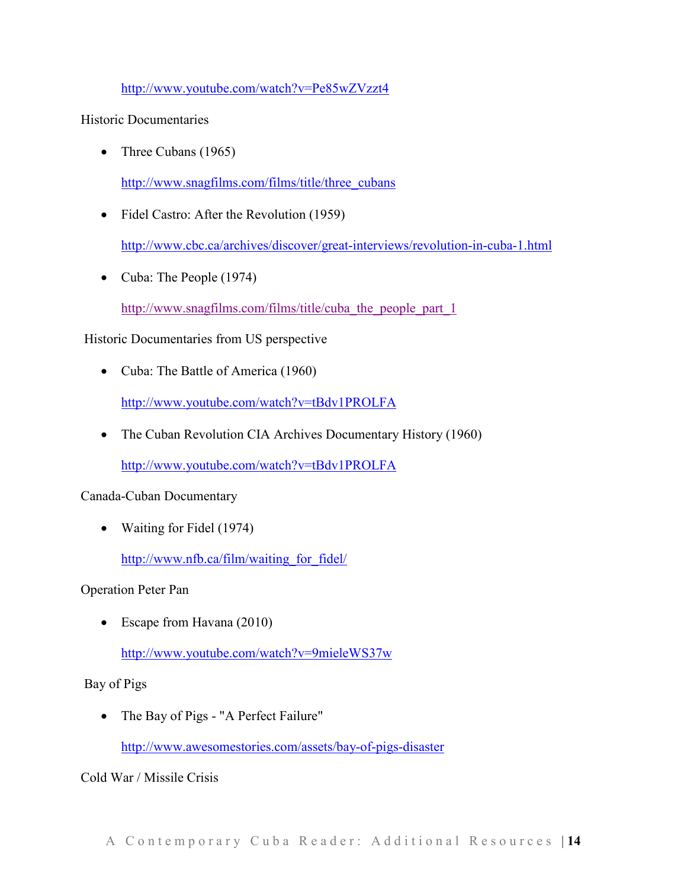http://www.youtube.com/watch?v=Pe85wZVzzt4

Historic Documentaries

- Three Cubans (1965)

  http://www.snagfilms.com/films/title/three_cubans

- Fidel Castro: After the Revolution (1959)

  http://www.cbc.ca/archives/discover/great-interviews/revolution-in-cuba-1.html

- Cuba: The People (1974)

  http://www.snagfilms.com/films/title/cuba_the_people_part_1

Historic Documentaries from US perspective

- Cuba: The Battle of America (1960)

  http://www.youtube.com/watch?v=tBdv1PROLFA

- The Cuban Revolution CIA Archives Documentary History (1960)

  http://www.youtube.com/watch?v=tBdv1PROLFA

Canada-Cuban Documentary

- Waiting for Fidel (1974)

  http://www.nfb.ca/film/waiting_for_fidel/

Operation Peter Pan

- Escape from Havana (2010)

  http://www.youtube.com/watch?v=9mieleWS37w

Bay of Pigs

- The Bay of Pigs - "A Perfect Failure"

  http://www.awesomestories.com/assets/bay-of-pigs-disaster

Cold War / Missile Crisis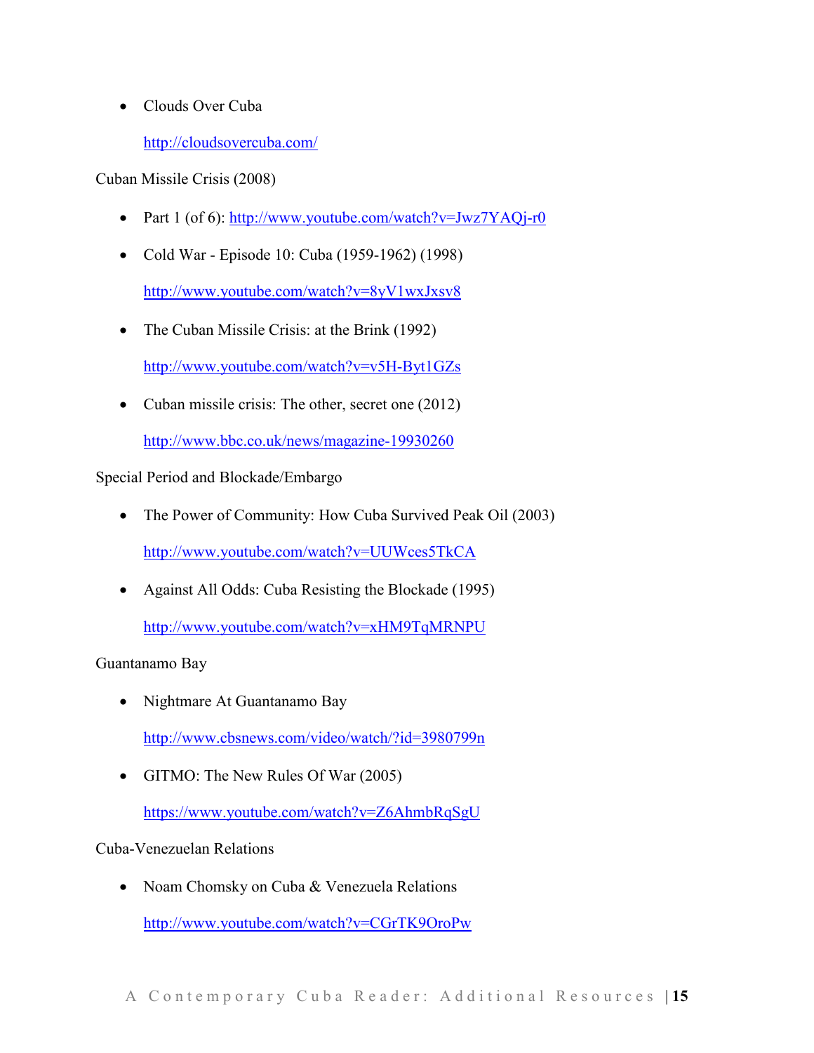- Clouds Over Cuba

  http://cloudsovercuba.com/

Cuban Missile Crisis (2008)

- Part 1 (of 6): http://www.youtube.com/watch?v=Jwz7YAQj-r0

- Cold War - Episode 10: Cuba (1959-1962) (1998)

  http://www.youtube.com/watch?v=8yV1wxJxsv8

- The Cuban Missile Crisis: at the Brink (1992)

  http://www.youtube.com/watch?v=v5H-Byt1GZs

- Cuban missile crisis: The other, secret one (2012)

  http://www.bbc.co.uk/news/magazine-19930260

Special Period and Blockade/Embargo

- The Power of Community: How Cuba Survived Peak Oil (2003)

  http://www.youtube.com/watch?v=UUWces5TkCA

- Against All Odds: Cuba Resisting the Blockade (1995)

  http://www.youtube.com/watch?v=xHM9TqMRNPU

Guantanamo Bay

- Nightmare At Guantanamo Bay

  http://www.cbsnews.com/video/watch/?id=3980799n

- GITMO: The New Rules Of War (2005)

  https://www.youtube.com/watch?v=Z6AhmbRqSgU

Cuba-Venezuelan Relations

- Noam Chomsky on Cuba & Venezuela Relations

  http://www.youtube.com/watch?v=CGrTK9OroPw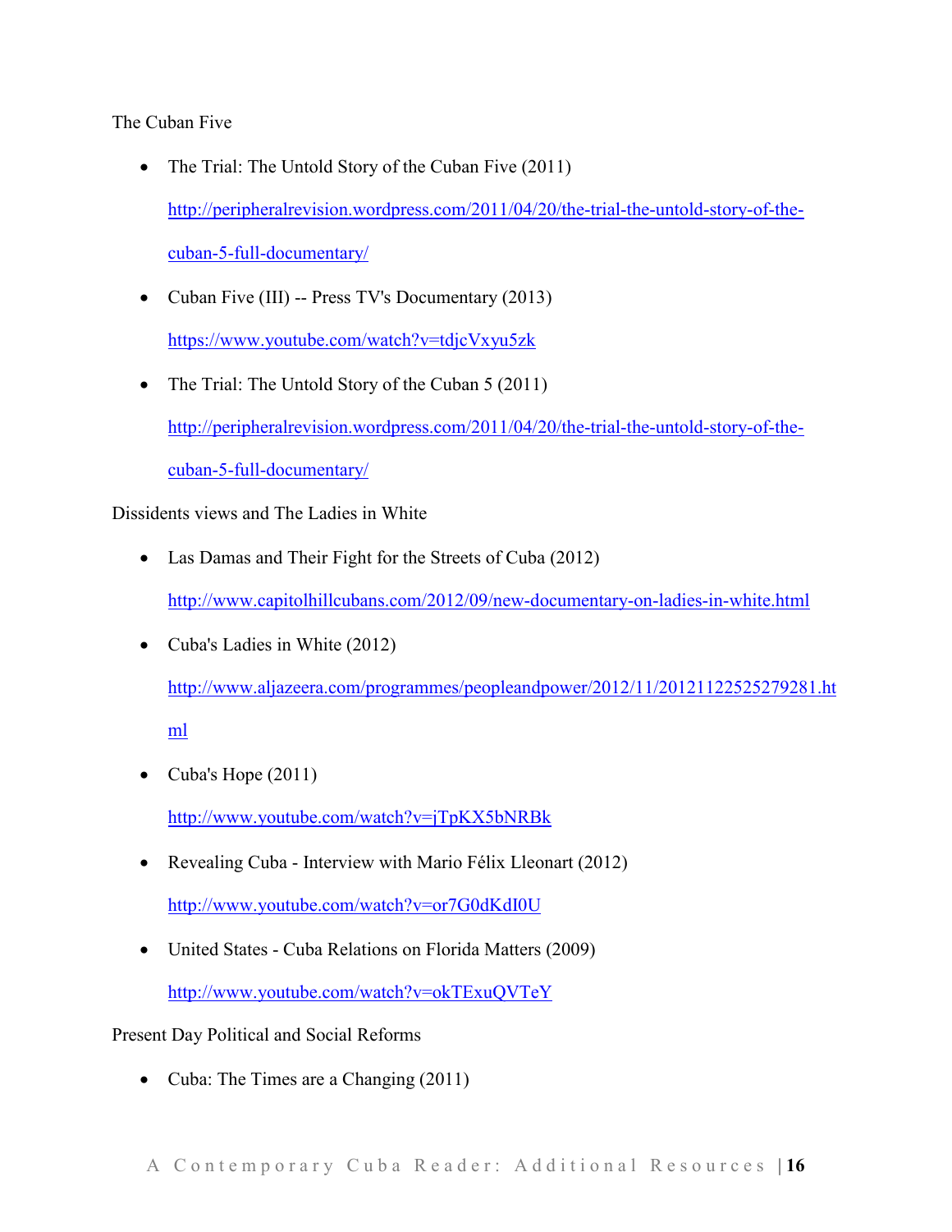The Cuban Five

- The Trial: The Untold Story of the Cuban Five (2011)

  http://peripheralrevision.wordpress.com/2011/04/20/the-trial-the-untold-story-of-the-cuban-5-full-documentary/

- Cuban Five (III) -- Press TV's Documentary (2013)

  https://www.youtube.com/watch?v=tdjcVxyu5zk

- The Trial: The Untold Story of the Cuban 5 (2011)

  http://peripheralrevision.wordpress.com/2011/04/20/the-trial-the-untold-story-of-the-cuban-5-full-documentary/

Dissidents views and The Ladies in White

- Las Damas and Their Fight for the Streets of Cuba (2012)

  http://www.capitolhillcubans.com/2012/09/new-documentary-on-ladies-in-white.html

- Cuba's Ladies in White (2012)

  http://www.aljazeera.com/programmes/peopleandpower/2012/11/20121122525279281.html

- Cuba's Hope (2011)

  http://www.youtube.com/watch?v=jTpKX5bNRBk

- Revealing Cuba - Interview with Mario Félix Lleonart (2012)

  http://www.youtube.com/watch?v=or7G0dKdI0U

- United States - Cuba Relations on Florida Matters (2009)

  http://www.youtube.com/watch?v=okTExuQVTeY

Present Day Political and Social Reforms

- Cuba: The Times are a Changing (2011)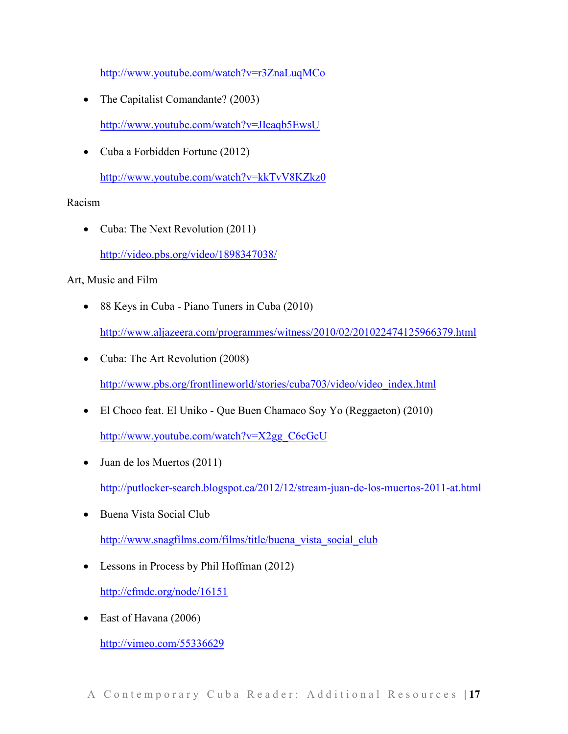http://www.youtube.com/watch?v=r3ZnaLuqMCo

- The Capitalist Comandante? (2003)

  http://www.youtube.com/watch?v=JIeaqb5EwsU

- Cuba a Forbidden Fortune (2012)

  http://www.youtube.com/watch?v=kkTvV8KZkz0

Racism

- Cuba: The Next Revolution (2011)

  http://video.pbs.org/video/1898347038/

Art, Music and Film

- 88 Keys in Cuba - Piano Tuners in Cuba (2010)

  http://www.aljazeera.com/programmes/witness/2010/02/201022474125966379.html

- Cuba: The Art Revolution (2008)

  http://www.pbs.org/frontlineworld/stories/cuba703/video/video_index.html

- El Choco feat. El Uniko - Que Buen Chamaco Soy Yo (Reggaeton) (2010)

  http://www.youtube.com/watch?v=X2gg_C6cGcU

- Juan de los Muertos (2011)

  http://putlocker-search.blogspot.ca/2012/12/stream-juan-de-los-muertos-2011-at.html

- Buena Vista Social Club

  http://www.snagfilms.com/films/title/buena_vista_social_club

- Lessons in Process by Phil Hoffman (2012)

  http://cfmdc.org/node/16151

- East of Havana (2006)

  http://vimeo.com/55336629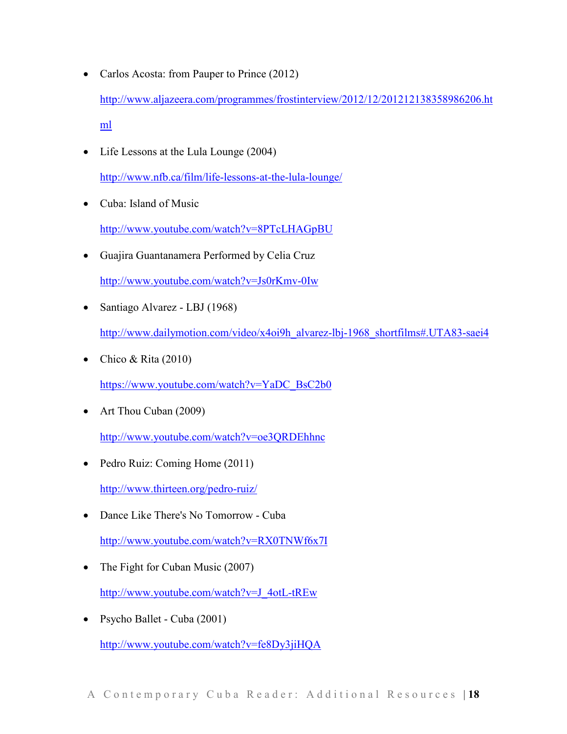- Carlos Acosta: from Pauper to Prince (2012)

  http://www.aljazeera.com/programmes/frostinterview/2012/12/201212138358986206.html

- Life Lessons at the Lula Lounge (2004)

  http://www.nfb.ca/film/life-lessons-at-the-lula-lounge/

- Cuba: Island of Music

  http://www.youtube.com/watch?v=8PTcLHAGpBU

- Guajira Guantanamera Performed by Celia Cruz

  http://www.youtube.com/watch?v=Js0rKmv-0Iw

- Santiago Alvarez - LBJ (1968)

  http://www.dailymotion.com/video/x4oi9h_alvarez-lbj-1968_shortfilms#.UTA83-saei4

- Chico & Rita (2010)

  https://www.youtube.com/watch?v=YaDC_BsC2b0

- Art Thou Cuban (2009)

  http://www.youtube.com/watch?v=oe3QRDEhhnc

- Pedro Ruiz: Coming Home (2011)

  http://www.thirteen.org/pedro-ruiz/

- Dance Like There's No Tomorrow - Cuba

  http://www.youtube.com/watch?v=RX0TNWf6x7I

- The Fight for Cuban Music (2007)

  http://www.youtube.com/watch?v=J_4otL-tREw

- Psycho Ballet - Cuba (2001)

  http://www.youtube.com/watch?v=fe8Dy3jiHQA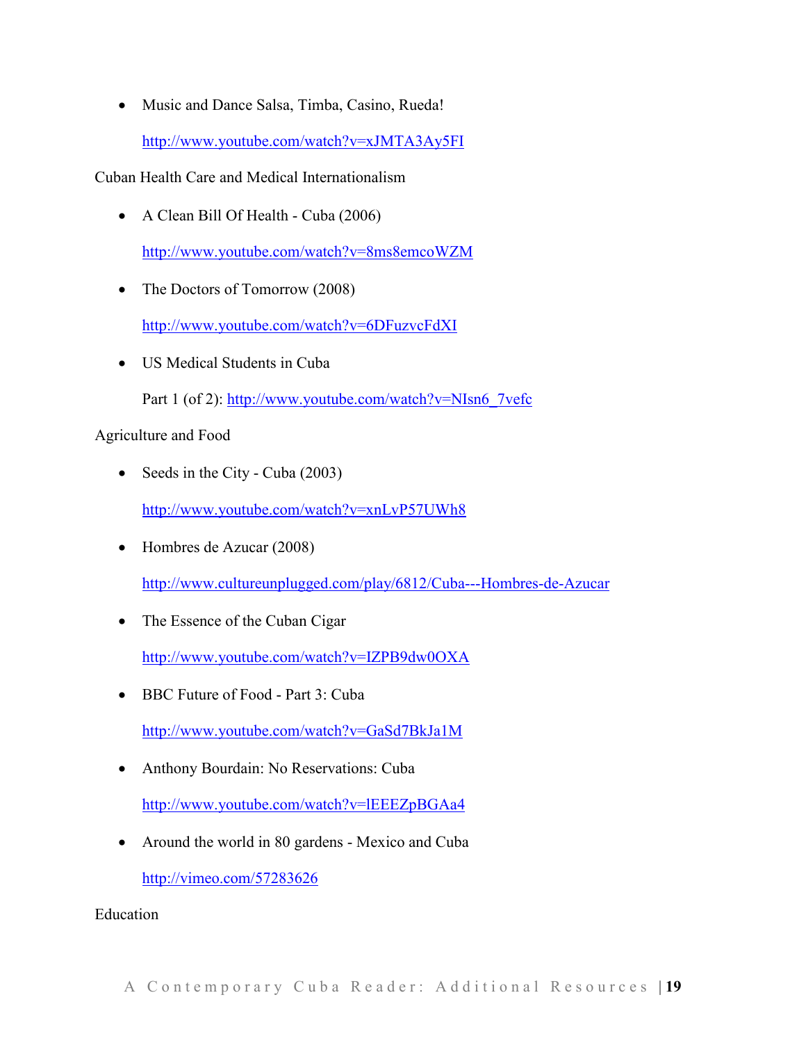- Music and Dance Salsa, Timba, Casino, Rueda!

  http://www.youtube.com/watch?v=xJMTA3Ay5FI

Cuban Health Care and Medical Internationalism

- A Clean Bill Of Health - Cuba (2006)

  http://www.youtube.com/watch?v=8ms8emcoWZM

- The Doctors of Tomorrow (2008)

  http://www.youtube.com/watch?v=6DFuzvcFdXI

- US Medical Students in Cuba

  Part 1 (of 2): http://www.youtube.com/watch?v=NIsn6_7vefc

Agriculture and Food

- Seeds in the City - Cuba (2003)

  http://www.youtube.com/watch?v=xnLvP57UWh8

- Hombres de Azucar (2008)

  http://www.cultureunplugged.com/play/6812/Cuba---Hombres-de-Azucar

- The Essence of the Cuban Cigar

  http://www.youtube.com/watch?v=IZPB9dw0OXA

- BBC Future of Food - Part 3: Cuba

  http://www.youtube.com/watch?v=GaSd7BkJa1M

- Anthony Bourdain: No Reservations: Cuba

  http://www.youtube.com/watch?v=lEEEZpBGAa4

- Around the world in 80 gardens - Mexico and Cuba

  http://vimeo.com/57283626

Education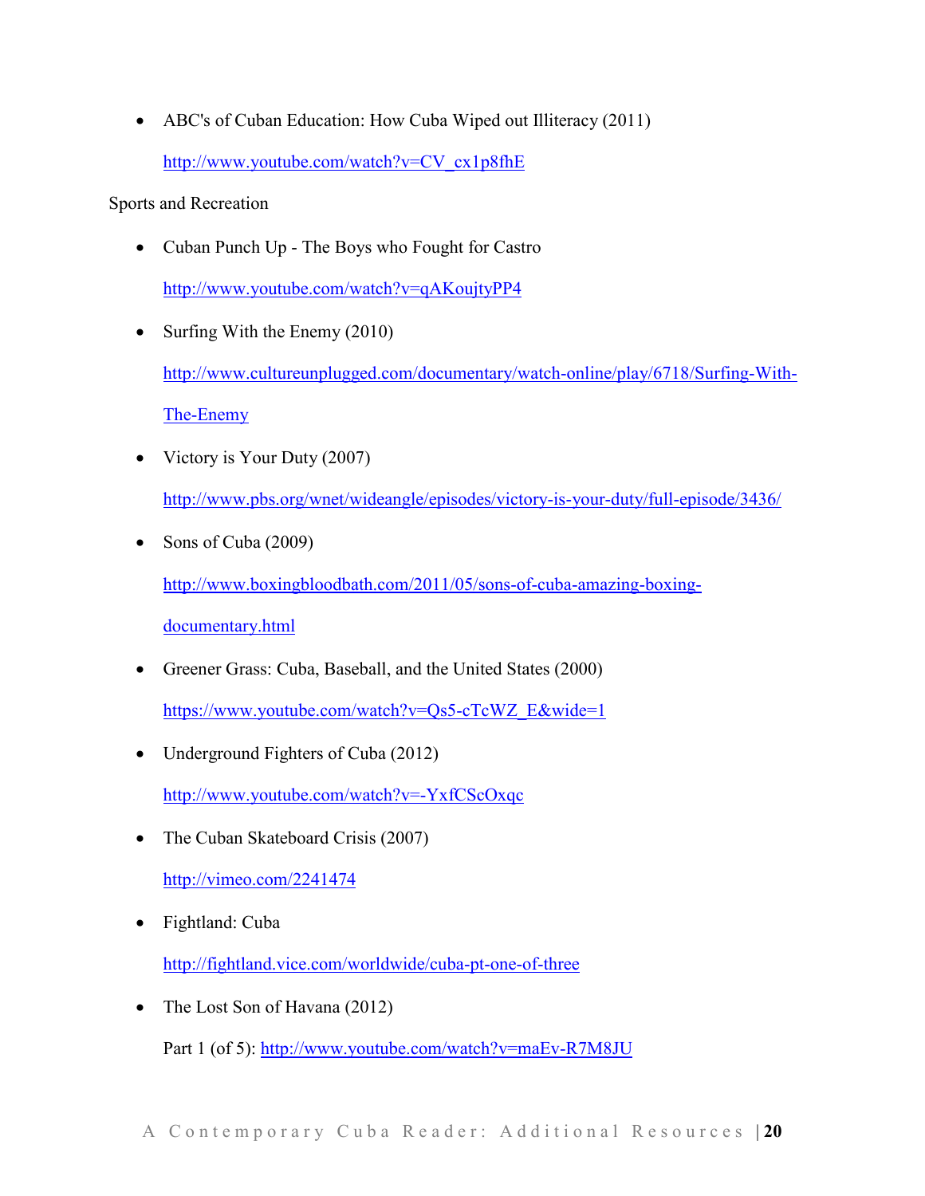- ABC's of Cuban Education: How Cuba Wiped out Illiteracy (2011)

  http://www.youtube.com/watch?v=CV_cx1p8fhE

Sports and Recreation

- Cuban Punch Up - The Boys who Fought for Castro

  http://www.youtube.com/watch?v=qAKoujtyPP4

- Surfing With the Enemy (2010)

  http://www.cultureunplugged.com/documentary/watch-online/play/6718/Surfing-With-The-Enemy

- Victory is Your Duty (2007)

  http://www.pbs.org/wnet/wideangle/episodes/victory-is-your-duty/full-episode/3436/

- Sons of Cuba (2009)

  http://www.boxingbloodbath.com/2011/05/sons-of-cuba-amazing-boxing-documentary.html

- Greener Grass: Cuba, Baseball, and the United States (2000)

  https://www.youtube.com/watch?v=Qs5-cTcWZ_E&wide=1

- Underground Fighters of Cuba (2012)

  http://www.youtube.com/watch?v=-YxfCScOxqc

- The Cuban Skateboard Crisis (2007)

  http://vimeo.com/2241474

- Fightland: Cuba

  http://fightland.vice.com/worldwide/cuba-pt-one-of-three

- The Lost Son of Havana (2012)

  Part 1 (of 5): http://www.youtube.com/watch?v=maEv-R7M8JU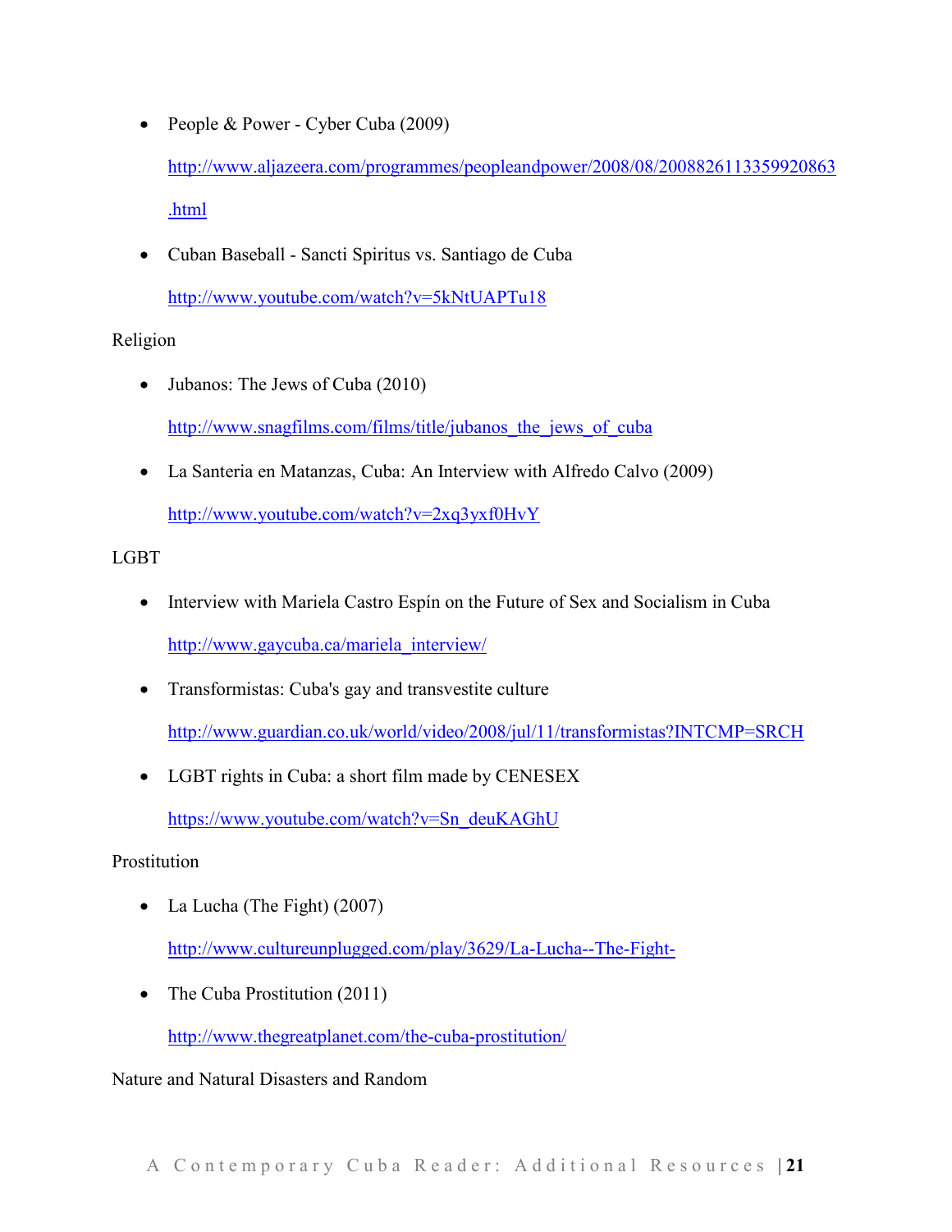- People & Power - Cyber Cuba (2009)

  http://www.aljazeera.com/programmes/peopleandpower/2008/08/2008826113359920863.html

- Cuban Baseball - Sancti Spiritus vs. Santiago de Cuba

  http://www.youtube.com/watch?v=5kNtUAPTu18

Religion

- Jubanos: The Jews of Cuba (2010)

  http://www.snagfilms.com/films/title/jubanos_the_jews_of_cuba

- La Santeria en Matanzas, Cuba: An Interview with Alfredo Calvo (2009)

  http://www.youtube.com/watch?v=2xq3yxf0HvY

LGBT

- Interview with Mariela Castro Espín on the Future of Sex and Socialism in Cuba

  http://www.gaycuba.ca/mariela_interview/

- Transformistas: Cuba's gay and transvestite culture

  http://www.guardian.co.uk/world/video/2008/jul/11/transformistas?INTCMP=SRCH

- LGBT rights in Cuba: a short film made by CENESEX

  https://www.youtube.com/watch?v=Sn_deuKAGhU

Prostitution

- La Lucha (The Fight) (2007)

  http://www.cultureunplugged.com/play/3629/La-Lucha--The-Fight-

- The Cuba Prostitution (2011)

  http://www.thegreatplanet.com/the-cuba-prostitution/

Nature and Natural Disasters and Random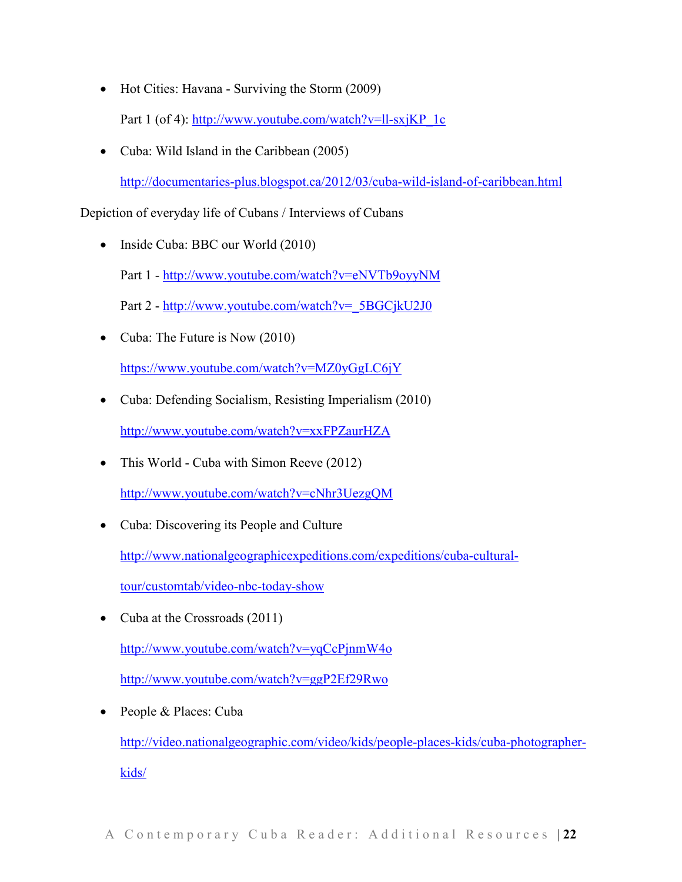- Hot Cities: Havana - Surviving the Storm (2009)

  Part 1 (of 4): http://www.youtube.com/watch?v=ll-sxjKP_1c

- Cuba: Wild Island in the Caribbean (2005)

  http://documentaries-plus.blogspot.ca/2012/03/cuba-wild-island-of-caribbean.html

Depiction of everyday life of Cubans / Interviews of Cubans

- Inside Cuba: BBC our World (2010)

  Part 1 - http://www.youtube.com/watch?v=eNVTb9oyyNM

  Part 2 - http://www.youtube.com/watch?v=_5BGCjkU2J0

- Cuba: The Future is Now (2010)

  https://www.youtube.com/watch?v=MZ0yGgLC6jY

- Cuba: Defending Socialism, Resisting Imperialism (2010)

  http://www.youtube.com/watch?v=xxFPZaurHZA

- This World - Cuba with Simon Reeve (2012)

  http://www.youtube.com/watch?v=cNhr3UezgQM

- Cuba: Discovering its People and Culture

  http://www.nationalgeographicexpeditions.com/expeditions/cuba-cultural-tour/customtab/video-nbc-today-show

- Cuba at the Crossroads (2011)

  http://www.youtube.com/watch?v=yqCcPjnmW4o

  http://www.youtube.com/watch?v=ggP2Ef29Rwo

- People & Places: Cuba

  http://video.nationalgeographic.com/video/kids/people-places-kids/cuba-photographer-kids/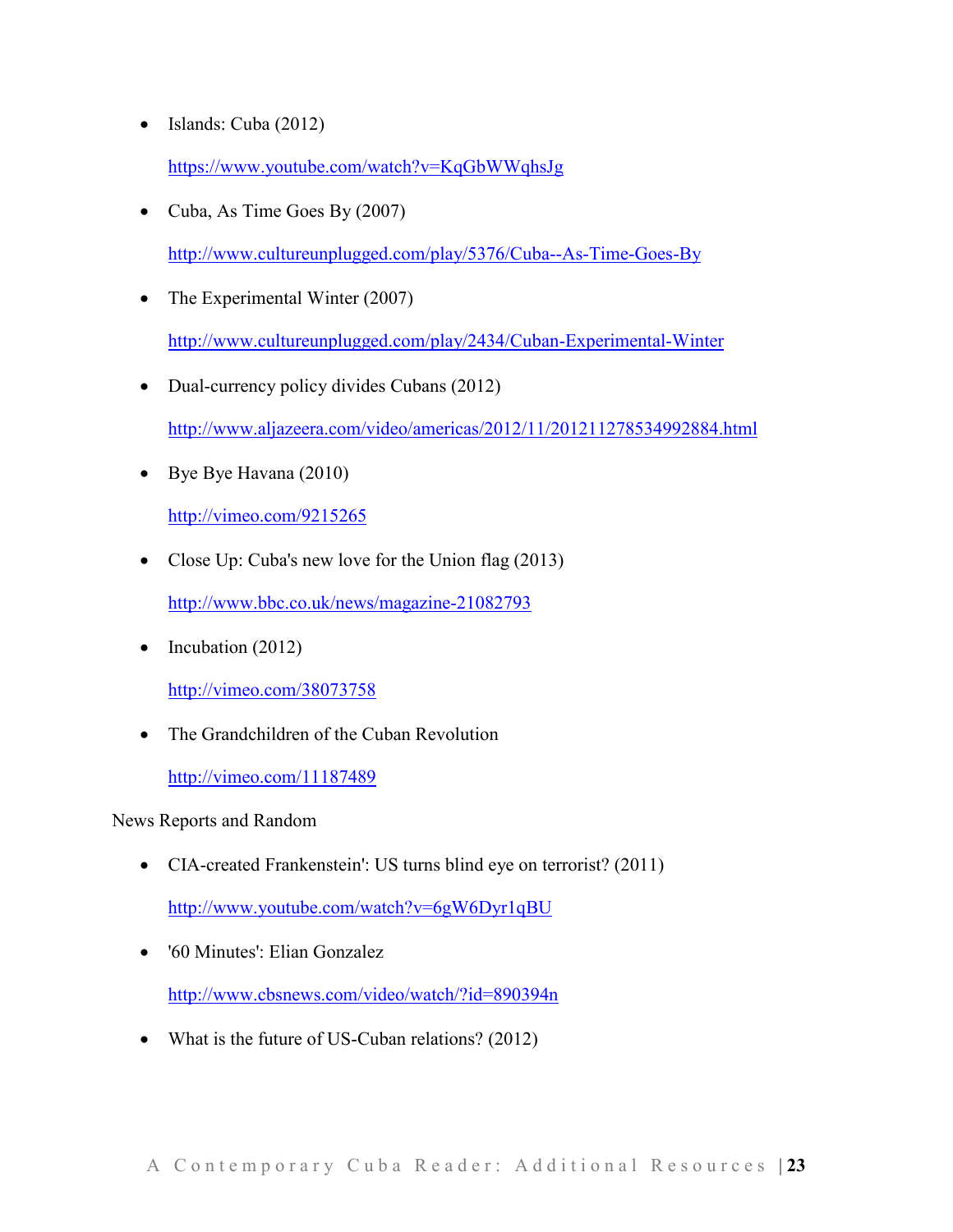- Islands: Cuba (2012)

  https://www.youtube.com/watch?v=KqGbWWqhsJg

- Cuba, As Time Goes By (2007)

  http://www.cultureunplugged.com/play/5376/Cuba--As-Time-Goes-By

- The Experimental Winter (2007)

  http://www.cultureunplugged.com/play/2434/Cuban-Experimental-Winter

- Dual-currency policy divides Cubans (2012)

  http://www.aljazeera.com/video/americas/2012/11/201211278534992884.html

- Bye Bye Havana (2010)

  http://vimeo.com/9215265

- Close Up: Cuba's new love for the Union flag (2013)

  http://www.bbc.co.uk/news/magazine-21082793

- Incubation (2012)

  http://vimeo.com/38073758

- The Grandchildren of the Cuban Revolution

  http://vimeo.com/11187489

News Reports and Random

- CIA-created Frankenstein': US turns blind eye on terrorist? (2011)

  http://www.youtube.com/watch?v=6gW6Dyr1qBU

- '60 Minutes': Elian Gonzalez

  http://www.cbsnews.com/video/watch/?id=890394n

- What is the future of US-Cuban relations? (2012)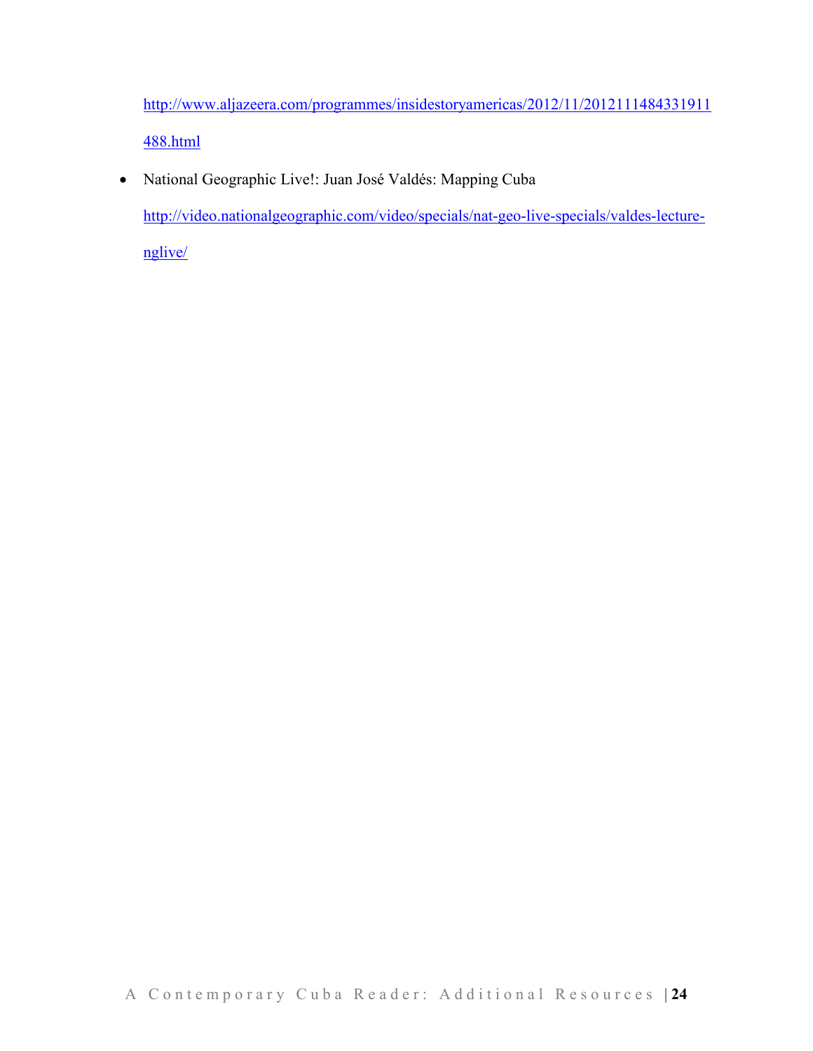http://www.aljazeera.com/programmes/insidestoryamericas/2012/11/2012111484331911488.html

- National Geographic Live!: Juan José Valdés: Mapping Cuba
  http://video.nationalgeographic.com/video/specials/nat-geo-live-specials/valdes-lecture-nglive/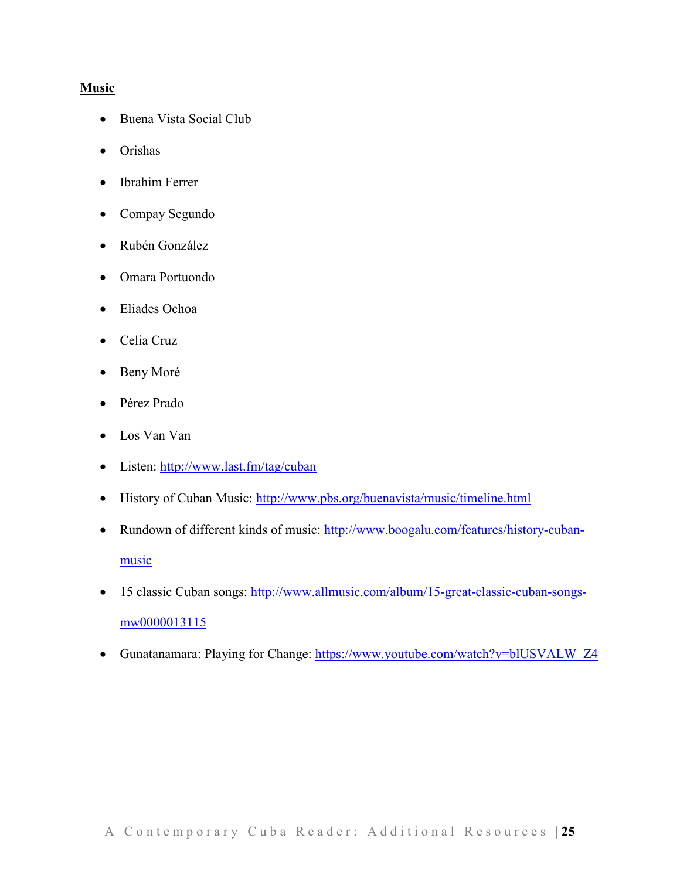**Music**

- Buena Vista Social Club
- Orishas
- Ibrahim Ferrer
- Compay Segundo
- Rubén González
- Omara Portuondo
- Eliades Ochoa
- Celia Cruz
- Beny Moré
- Pérez Prado
- Los Van Van
- Listen: http://www.last.fm/tag/cuban
- History of Cuban Music: http://www.pbs.org/buenavista/music/timeline.html
- Rundown of different kinds of music: http://www.boogalu.com/features/history-cuban-music
- 15 classic Cuban songs: http://www.allmusic.com/album/15-great-classic-cuban-songs-mw0000013115
- Gunatanamara: Playing for Change: https://www.youtube.com/watch?v=blUSVALW_Z4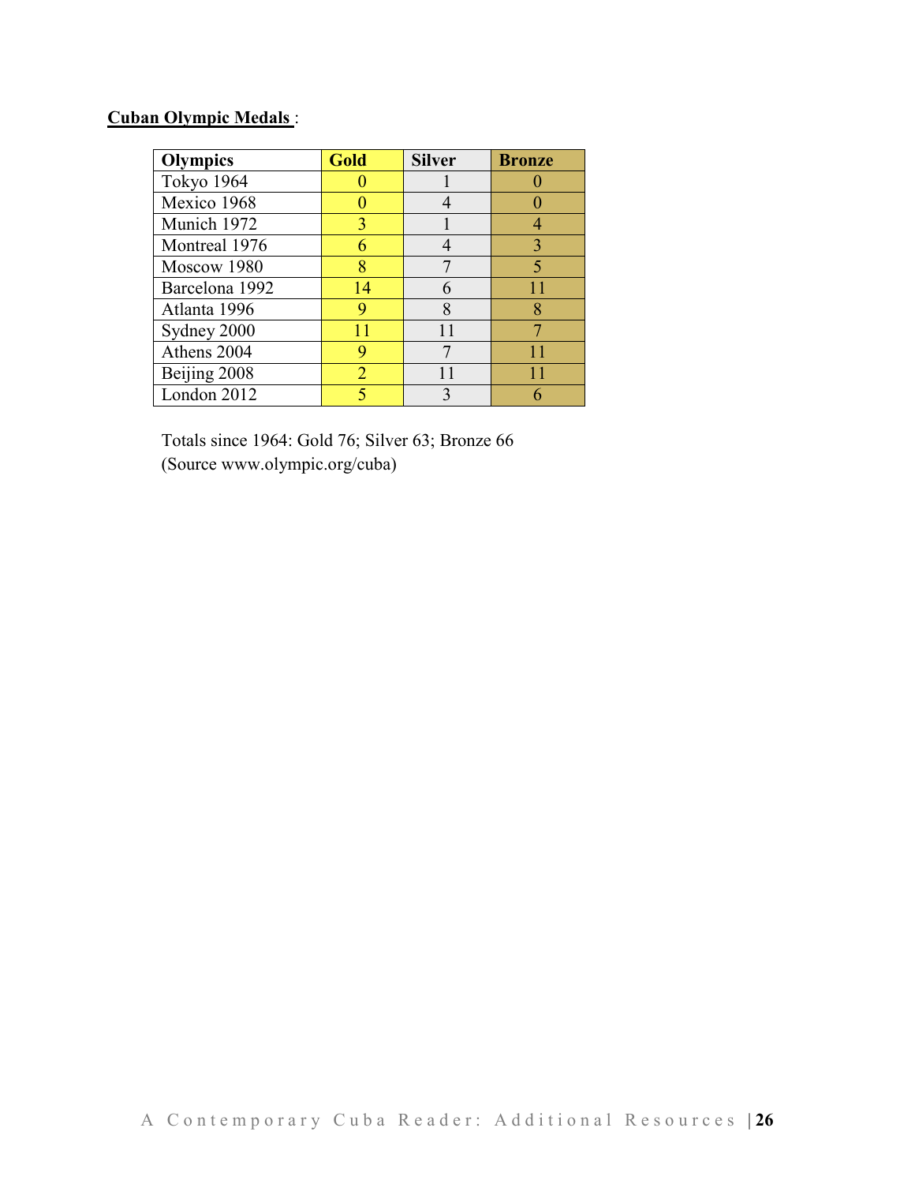**<u>Cuban Olympic Medals</u>** :

| Olympics | Gold | Silver | Bronze |
|---|---|---|---|
| Tokyo 1964 | 0 | 1 | 0 |
| Mexico 1968 | 0 | 4 | 0 |
| Munich 1972 | 3 | 1 | 4 |
| Montreal 1976 | 6 | 4 | 3 |
| Moscow 1980 | 8 | 7 | 5 |
| Barcelona 1992 | 14 | 6 | 11 |
| Atlanta 1996 | 9 | 8 | 8 |
| Sydney 2000 | 11 | 11 | 7 |
| Athens 2004 | 9 | 7 | 11 |
| Beijing 2008 | 2 | 11 | 11 |
| London 2012 | 5 | 3 | 6 |

Totals since 1964: Gold 76; Silver 63; Bronze 66
(Source www.olympic.org/cuba)